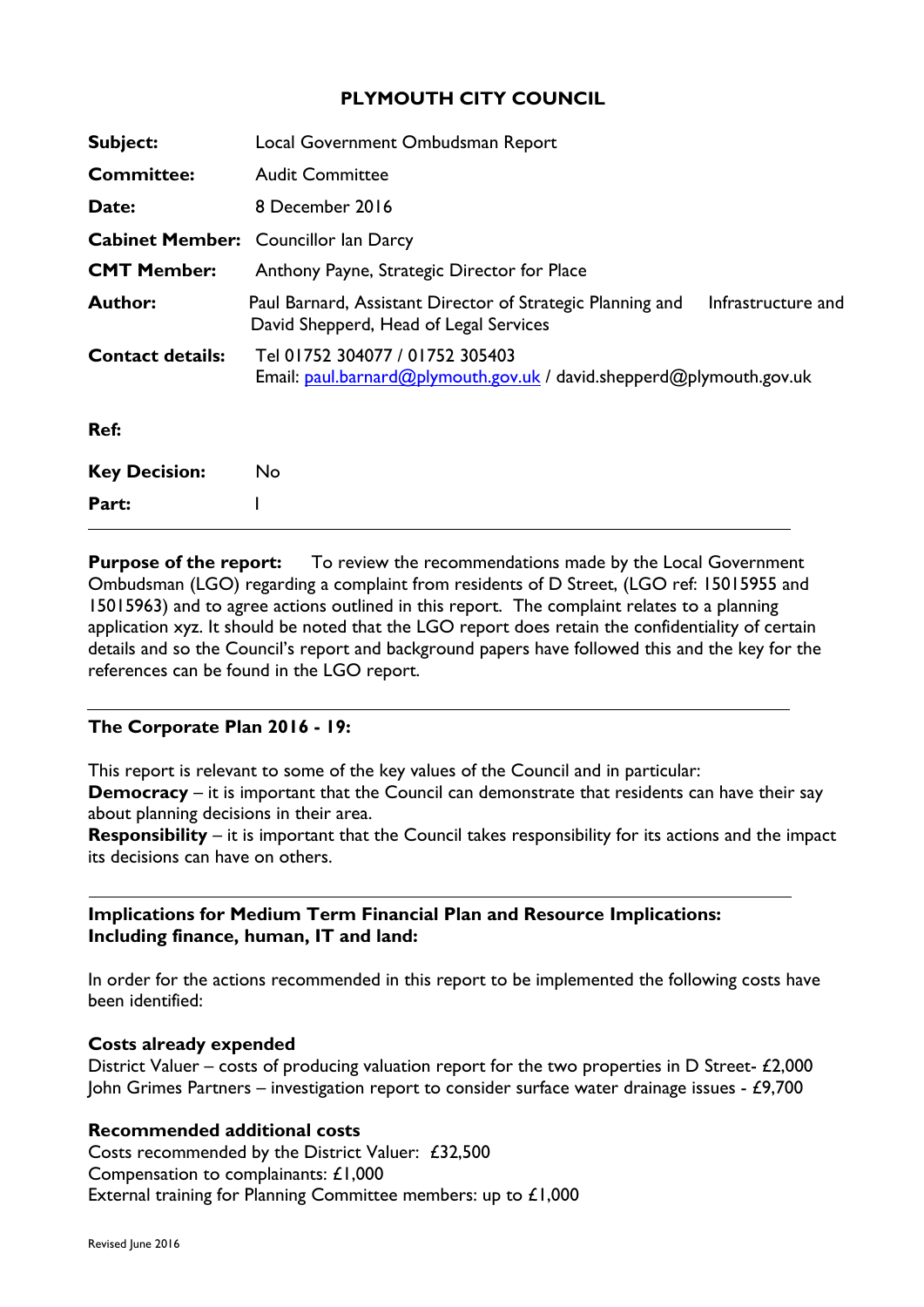# PLYMOUTH CITY COUNCIL

| | |
|---|---|
| **Subject:** | Local Government Ombudsman Report |
| **Committee:** | Audit Committee |
| **Date:** | 8 December 2016 |
| **Cabinet Member:** | Councillor Ian Darcy |
| **CMT Member:** | Anthony Payne, Strategic Director for Place |
| **Author:** | Paul Barnard, Assistant Director of Strategic Planning and Infrastructure and David Shepperd, Head of Legal Services |
| **Contact details:** | Tel 01752 304077 / 01752 305403<br>Email: paul.barnard@plymouth.gov.uk / david.shepperd@plymouth.gov.uk |
| **Ref:** | |
| **Key Decision:** | No |
| **Part:** | I |

---

**Purpose of the report:** To review the recommendations made by the Local Government Ombudsman (LGO) regarding a complaint from residents of D Street, (LGO ref: 15015955 and 15015963) and to agree actions outlined in this report. The complaint relates to a planning application xyz. It should be noted that the LGO report does retain the confidentiality of certain details and so the Council's report and background papers have followed this and the key for the references can be found in the LGO report.

---

**The Corporate Plan 2016 - 19:**

This report is relevant to some of the key values of the Council and in particular:
**Democracy** – it is important that the Council can demonstrate that residents can have their say about planning decisions in their area.
**Responsibility** – it is important that the Council takes responsibility for its actions and the impact its decisions can have on others.

---

**Implications for Medium Term Financial Plan and Resource Implications: Including finance, human, IT and land:**

In order for the actions recommended in this report to be implemented the following costs have been identified:

**Costs already expended**
District Valuer – costs of producing valuation report for the two properties in D Street- £2,000
John Grimes Partners – investigation report to consider surface water drainage issues - £9,700

**Recommended additional costs**
Costs recommended by the District Valuer: £32,500
Compensation to complainants: £1,000
External training for Planning Committee members: up to £1,000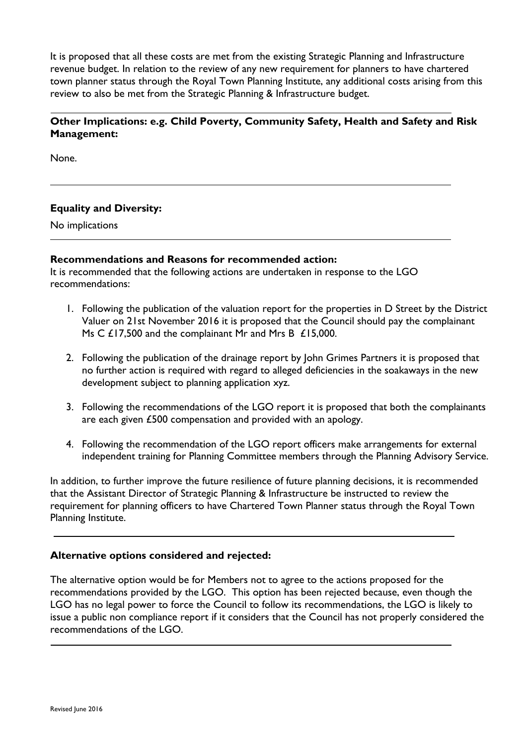It is proposed that all these costs are met from the existing Strategic Planning and Infrastructure revenue budget. In relation to the review of any new requirement for planners to have chartered town planner status through the Royal Town Planning Institute, any additional costs arising from this review to also be met from the Strategic Planning & Infrastructure budget.

---

**Other Implications: e.g. Child Poverty, Community Safety, Health and Safety and Risk Management:**

None.

---

**Equality and Diversity:**

No implications

---

**Recommendations and Reasons for recommended action:**

It is recommended that the following actions are undertaken in response to the LGO recommendations:

1. Following the publication of the valuation report for the properties in D Street by the District Valuer on 21st November 2016 it is proposed that the Council should pay the complainant Ms C £17,500 and the complainant Mr and Mrs B £15,000.

2. Following the publication of the drainage report by John Grimes Partners it is proposed that no further action is required with regard to alleged deficiencies in the soakaways in the new development subject to planning application xyz.

3. Following the recommendations of the LGO report it is proposed that both the complainants are each given £500 compensation and provided with an apology.

4. Following the recommendation of the LGO report officers make arrangements for external independent training for Planning Committee members through the Planning Advisory Service.

In addition, to further improve the future resilience of future planning decisions, it is recommended that the Assistant Director of Strategic Planning & Infrastructure be instructed to review the requirement for planning officers to have Chartered Town Planner status through the Royal Town Planning Institute.

---

**Alternative options considered and rejected:**

The alternative option would be for Members not to agree to the actions proposed for the recommendations provided by the LGO. This option has been rejected because, even though the LGO has no legal power to force the Council to follow its recommendations, the LGO is likely to issue a public non compliance report if it considers that the Council has not properly considered the recommendations of the LGO.

---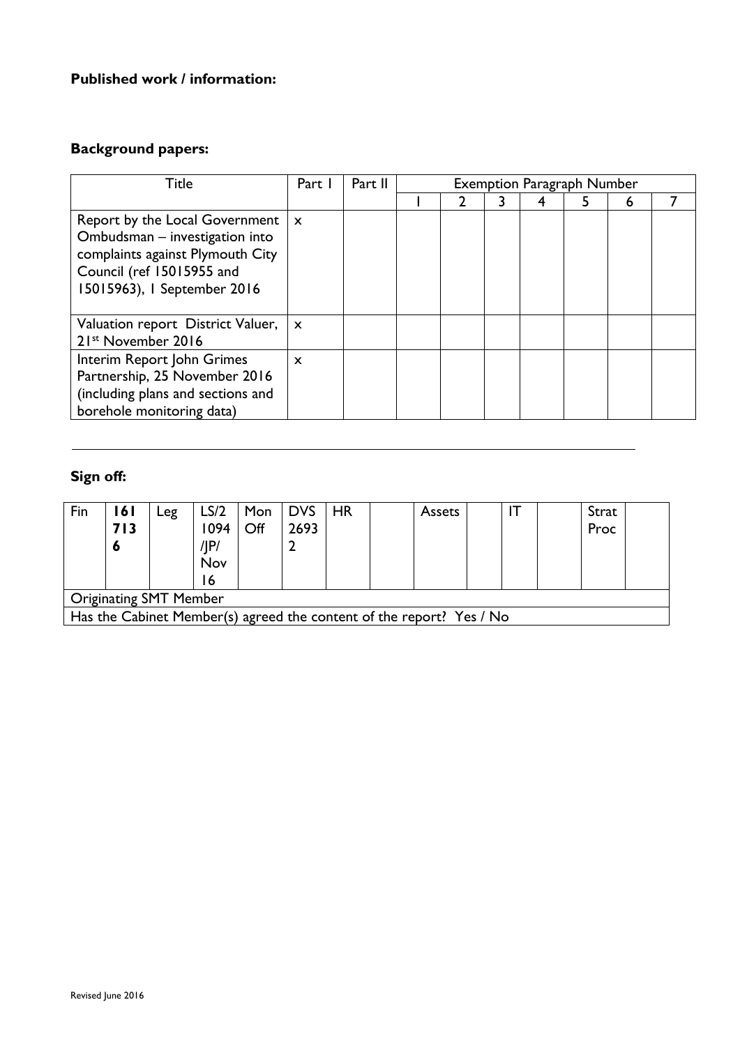**Published work / information:**

**Background papers:**

| Title | Part I | Part II | Exemption Paragraph Number | | | | | | |
|---|---|---|---|---|---|---|---|---|---|
| | | | 1 | 2 | 3 | 4 | 5 | 6 | 7 |
| Report by the Local Government Ombudsman – investigation into complaints against Plymouth City Council (ref 15015955 and 15015963), 1 September 2016 | x | | | | | | | | |
| Valuation report District Valuer, 21st November 2016 | x | | | | | | | | |
| Interim Report John Grimes Partnership, 25 November 2016 (including plans and sections and borehole monitoring data) | x | | | | | | | | |

**Sign off:**

| Fin | **161713 6** | Leg | LS/21094/JP/Nov16 | Mon Off | DVS 26932 | HR | | Assets | | IT | | Strat Proc | |
|---|---|---|---|---|---|---|---|---|---|---|---|---|---|
| Originating SMT Member | | | | | | | | | | | | | |
| Has the Cabinet Member(s) agreed the content of the report? Yes / No | | | | | | | | | | | | | |

Revised June 2016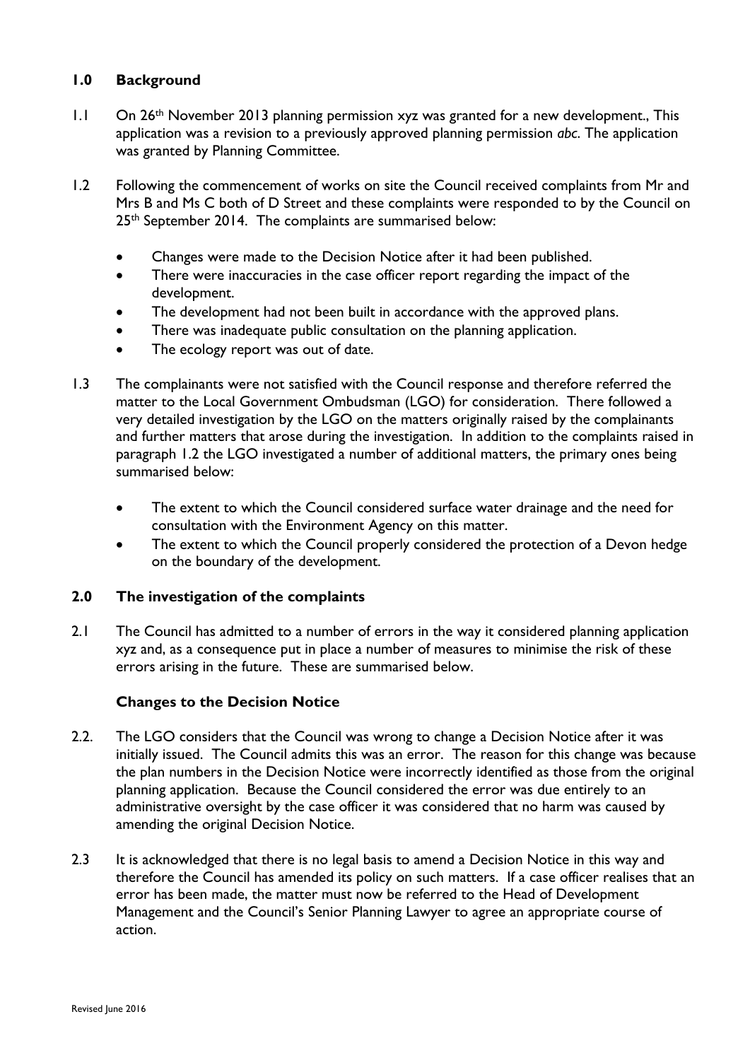## 1.0 Background

1.1 On 26th November 2013 planning permission xyz was granted for a new development., This application was a revision to a previously approved planning permission *abc*. The application was granted by Planning Committee.

1.2 Following the commencement of works on site the Council received complaints from Mr and Mrs B and Ms C both of D Street and these complaints were responded to by the Council on 25th September 2014. The complaints are summarised below:

- Changes were made to the Decision Notice after it had been published.
- There were inaccuracies in the case officer report regarding the impact of the development.
- The development had not been built in accordance with the approved plans.
- There was inadequate public consultation on the planning application.
- The ecology report was out of date.

1.3 The complainants were not satisfied with the Council response and therefore referred the matter to the Local Government Ombudsman (LGO) for consideration. There followed a very detailed investigation by the LGO on the matters originally raised by the complainants and further matters that arose during the investigation. In addition to the complaints raised in paragraph 1.2 the LGO investigated a number of additional matters, the primary ones being summarised below:

- The extent to which the Council considered surface water drainage and the need for consultation with the Environment Agency on this matter.
- The extent to which the Council properly considered the protection of a Devon hedge on the boundary of the development.

## 2.0 The investigation of the complaints

2.1 The Council has admitted to a number of errors in the way it considered planning application xyz and, as a consequence put in place a number of measures to minimise the risk of these errors arising in the future. These are summarised below.

### Changes to the Decision Notice

2.2. The LGO considers that the Council was wrong to change a Decision Notice after it was initially issued. The Council admits this was an error. The reason for this change was because the plan numbers in the Decision Notice were incorrectly identified as those from the original planning application. Because the Council considered the error was due entirely to an administrative oversight by the case officer it was considered that no harm was caused by amending the original Decision Notice.

2.3 It is acknowledged that there is no legal basis to amend a Decision Notice in this way and therefore the Council has amended its policy on such matters. If a case officer realises that an error has been made, the matter must now be referred to the Head of Development Management and the Council's Senior Planning Lawyer to agree an appropriate course of action.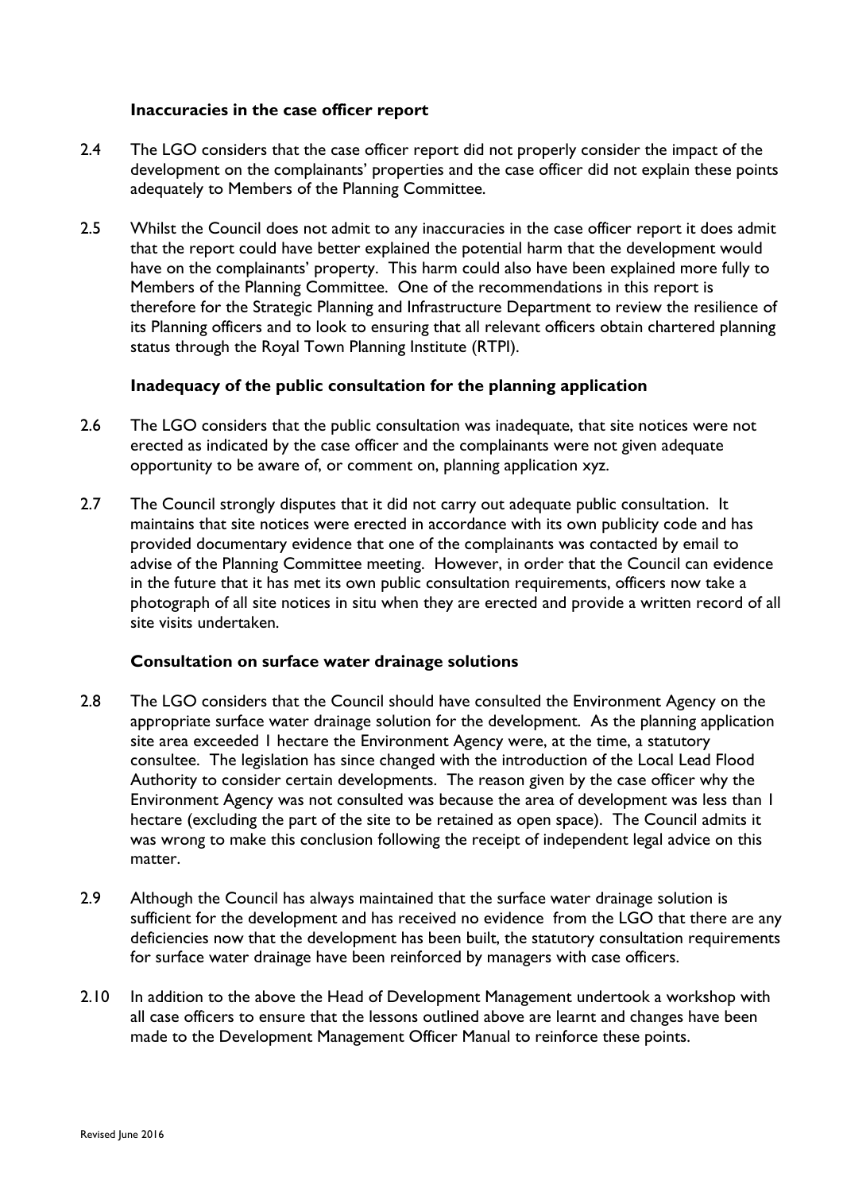### Inaccuracies in the case officer report

2.4 The LGO considers that the case officer report did not properly consider the impact of the development on the complainants' properties and the case officer did not explain these points adequately to Members of the Planning Committee.

2.5 Whilst the Council does not admit to any inaccuracies in the case officer report it does admit that the report could have better explained the potential harm that the development would have on the complainants' property. This harm could also have been explained more fully to Members of the Planning Committee. One of the recommendations in this report is therefore for the Strategic Planning and Infrastructure Department to review the resilience of its Planning officers and to look to ensuring that all relevant officers obtain chartered planning status through the Royal Town Planning Institute (RTPI).

### Inadequacy of the public consultation for the planning application

2.6 The LGO considers that the public consultation was inadequate, that site notices were not erected as indicated by the case officer and the complainants were not given adequate opportunity to be aware of, or comment on, planning application xyz.

2.7 The Council strongly disputes that it did not carry out adequate public consultation. It maintains that site notices were erected in accordance with its own publicity code and has provided documentary evidence that one of the complainants was contacted by email to advise of the Planning Committee meeting. However, in order that the Council can evidence in the future that it has met its own public consultation requirements, officers now take a photograph of all site notices in situ when they are erected and provide a written record of all site visits undertaken.

### Consultation on surface water drainage solutions

2.8 The LGO considers that the Council should have consulted the Environment Agency on the appropriate surface water drainage solution for the development. As the planning application site area exceeded 1 hectare the Environment Agency were, at the time, a statutory consultee. The legislation has since changed with the introduction of the Local Lead Flood Authority to consider certain developments. The reason given by the case officer why the Environment Agency was not consulted was because the area of development was less than 1 hectare (excluding the part of the site to be retained as open space). The Council admits it was wrong to make this conclusion following the receipt of independent legal advice on this matter.

2.9 Although the Council has always maintained that the surface water drainage solution is sufficient for the development and has received no evidence from the LGO that there are any deficiencies now that the development has been built, the statutory consultation requirements for surface water drainage have been reinforced by managers with case officers.

2.10 In addition to the above the Head of Development Management undertook a workshop with all case officers to ensure that the lessons outlined above are learnt and changes have been made to the Development Management Officer Manual to reinforce these points.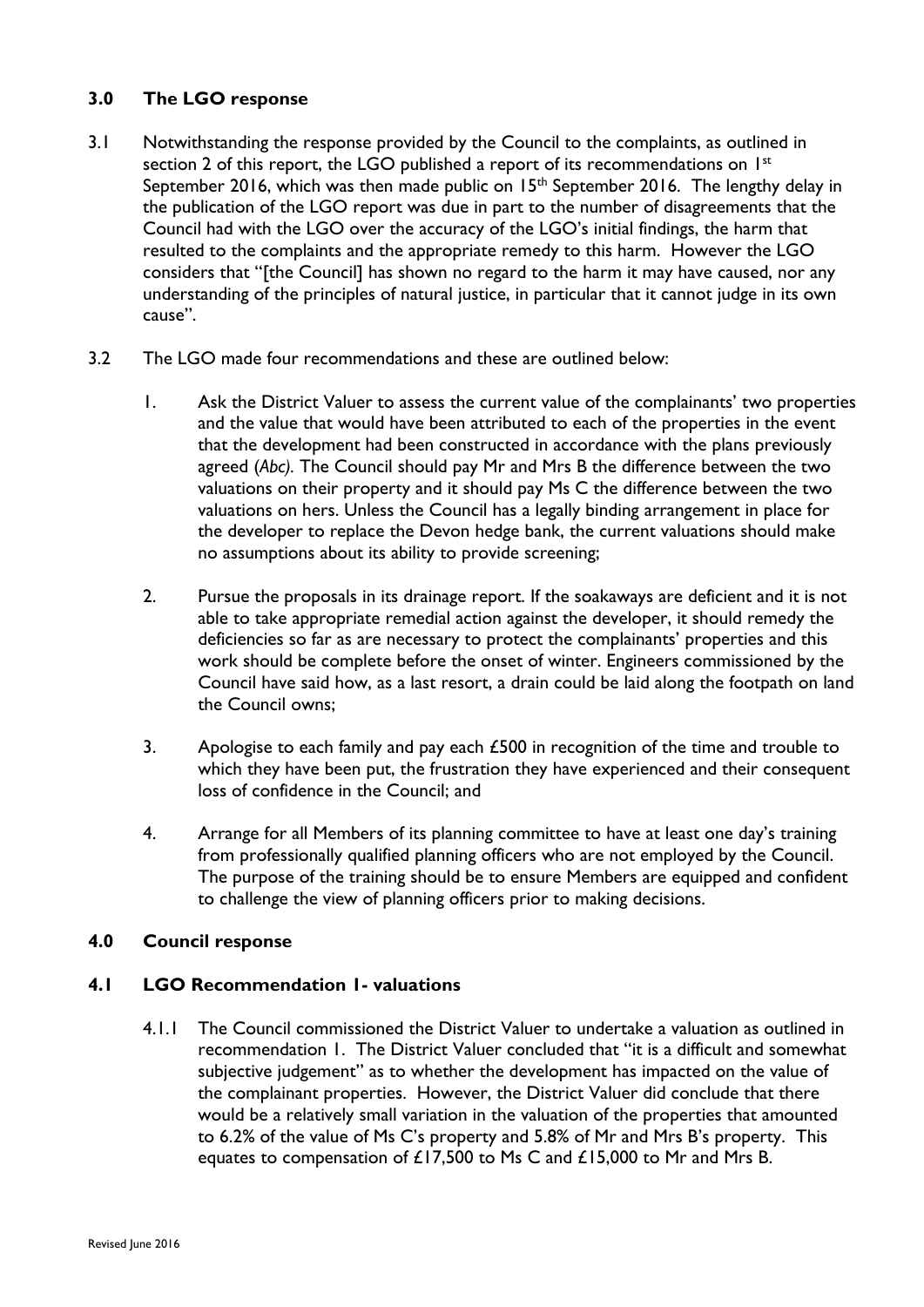## 3.0 The LGO response

3.1 Notwithstanding the response provided by the Council to the complaints, as outlined in section 2 of this report, the LGO published a report of its recommendations on 1st September 2016, which was then made public on 15th September 2016. The lengthy delay in the publication of the LGO report was due in part to the number of disagreements that the Council had with the LGO over the accuracy of the LGO's initial findings, the harm that resulted to the complaints and the appropriate remedy to this harm. However the LGO considers that "[the Council] has shown no regard to the harm it may have caused, nor any understanding of the principles of natural justice, in particular that it cannot judge in its own cause".

3.2 The LGO made four recommendations and these are outlined below:

1. Ask the District Valuer to assess the current value of the complainants' two properties and the value that would have been attributed to each of the properties in the event that the development had been constructed in accordance with the plans previously agreed (*Abc).* The Council should pay Mr and Mrs B the difference between the two valuations on their property and it should pay Ms C the difference between the two valuations on hers. Unless the Council has a legally binding arrangement in place for the developer to replace the Devon hedge bank, the current valuations should make no assumptions about its ability to provide screening;

2. Pursue the proposals in its drainage report. If the soakaways are deficient and it is not able to take appropriate remedial action against the developer, it should remedy the deficiencies so far as are necessary to protect the complainants' properties and this work should be complete before the onset of winter. Engineers commissioned by the Council have said how, as a last resort, a drain could be laid along the footpath on land the Council owns;

3. Apologise to each family and pay each £500 in recognition of the time and trouble to which they have been put, the frustration they have experienced and their consequent loss of confidence in the Council; and

4. Arrange for all Members of its planning committee to have at least one day's training from professionally qualified planning officers who are not employed by the Council. The purpose of the training should be to ensure Members are equipped and confident to challenge the view of planning officers prior to making decisions.

## 4.0 Council response

### 4.1 LGO Recommendation 1- valuations

4.1.1 The Council commissioned the District Valuer to undertake a valuation as outlined in recommendation 1. The District Valuer concluded that "it is a difficult and somewhat subjective judgement" as to whether the development has impacted on the value of the complainant properties. However, the District Valuer did conclude that there would be a relatively small variation in the valuation of the properties that amounted to 6.2% of the value of Ms C's property and 5.8% of Mr and Mrs B's property. This equates to compensation of £17,500 to Ms C and £15,000 to Mr and Mrs B.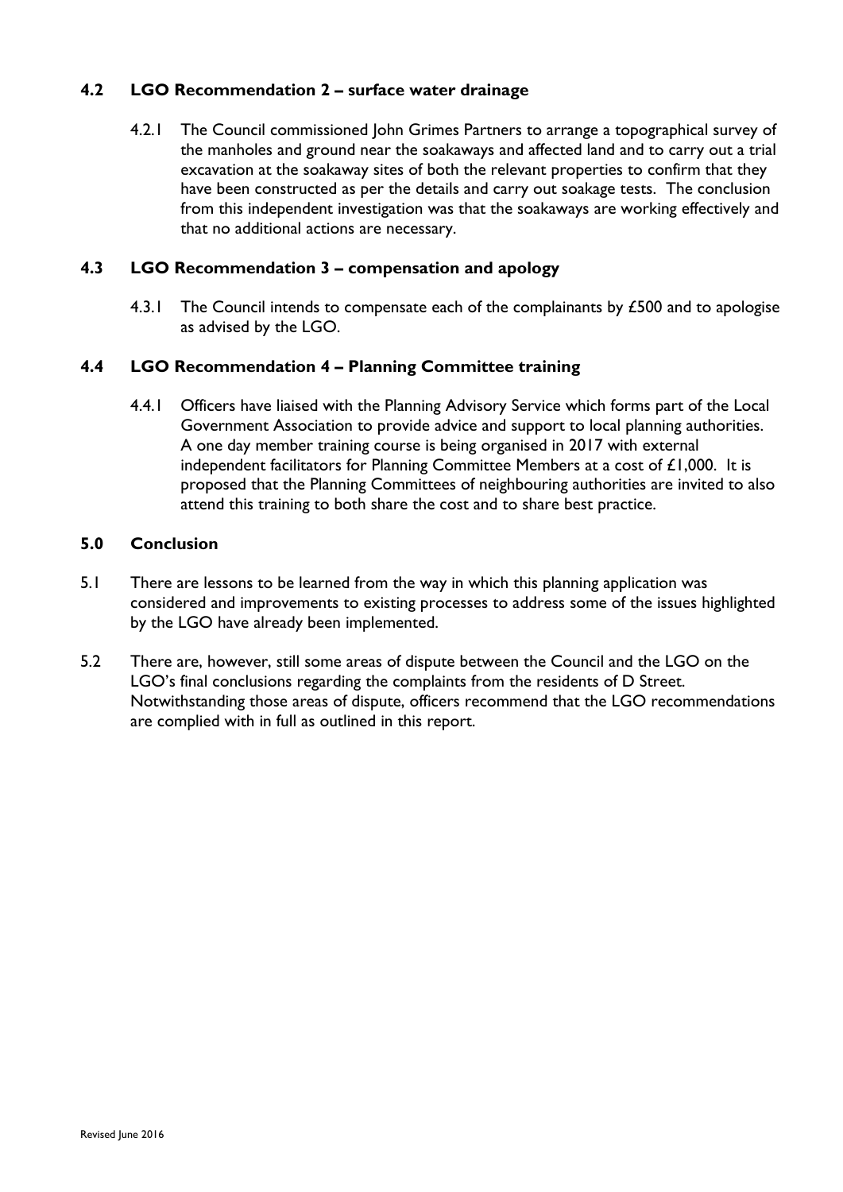### 4.2 LGO Recommendation 2 – surface water drainage

4.2.1 The Council commissioned John Grimes Partners to arrange a topographical survey of the manholes and ground near the soakaways and affected land and to carry out a trial excavation at the soakaway sites of both the relevant properties to confirm that they have been constructed as per the details and carry out soakage tests. The conclusion from this independent investigation was that the soakaways are working effectively and that no additional actions are necessary.

### 4.3 LGO Recommendation 3 – compensation and apology

4.3.1 The Council intends to compensate each of the complainants by £500 and to apologise as advised by the LGO.

### 4.4 LGO Recommendation 4 – Planning Committee training

4.4.1 Officers have liaised with the Planning Advisory Service which forms part of the Local Government Association to provide advice and support to local planning authorities. A one day member training course is being organised in 2017 with external independent facilitators for Planning Committee Members at a cost of £1,000. It is proposed that the Planning Committees of neighbouring authorities are invited to also attend this training to both share the cost and to share best practice.

## 5.0 Conclusion

5.1 There are lessons to be learned from the way in which this planning application was considered and improvements to existing processes to address some of the issues highlighted by the LGO have already been implemented.

5.2 There are, however, still some areas of dispute between the Council and the LGO on the LGO's final conclusions regarding the complaints from the residents of D Street. Notwithstanding those areas of dispute, officers recommend that the LGO recommendations are complied with in full as outlined in this report.